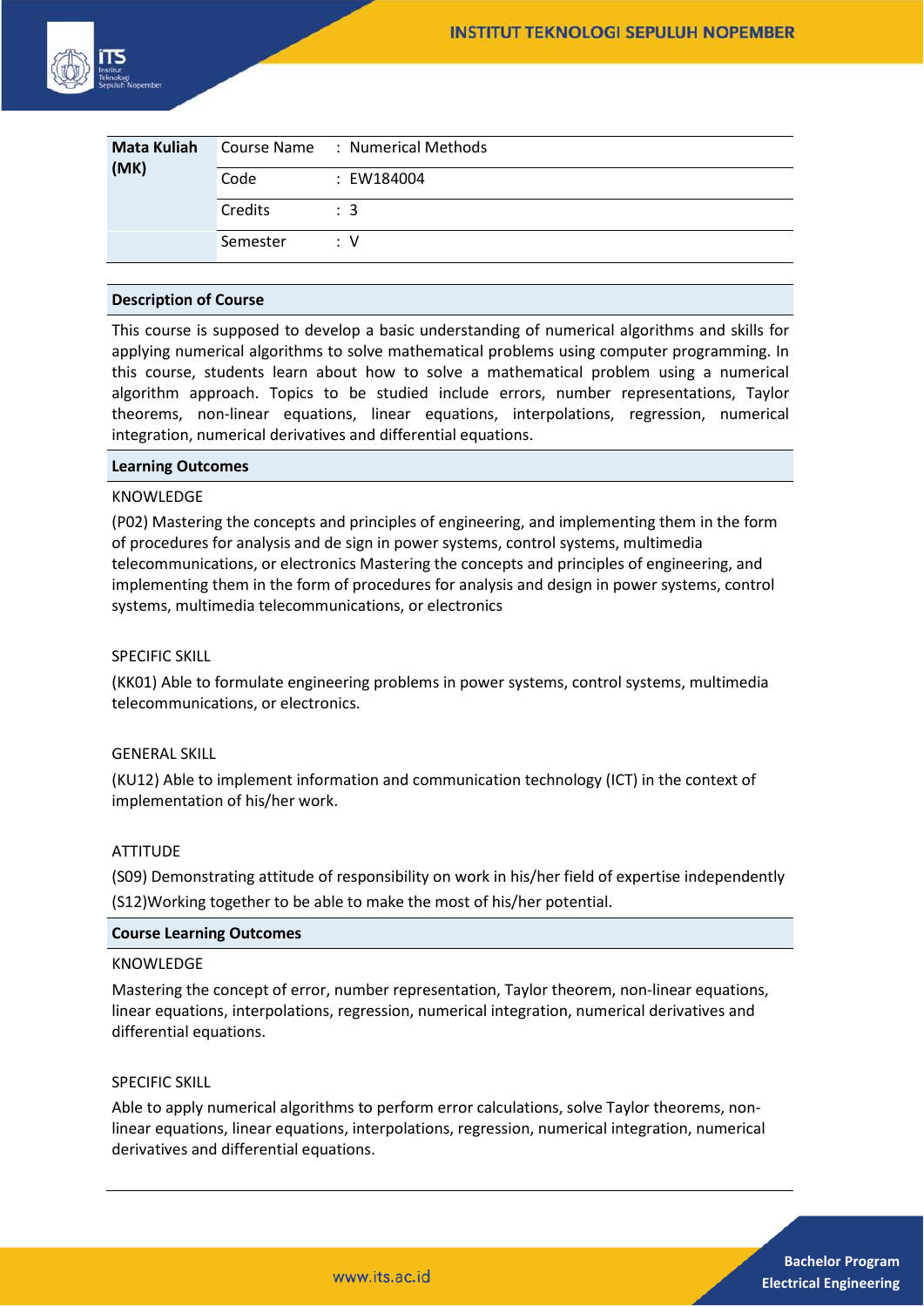| Mata Kuliah (MK) | Course Name | : Numerical Methods |
| --- | --- | --- |
| | Code | : EW184004 |
| | Credits | : 3 |
| | Semester | : V |

**Description of Course**

This course is supposed to develop a basic understanding of numerical algorithms and skills for applying numerical algorithms to solve mathematical problems using computer programming. In this course, students learn about how to solve a mathematical problem using a numerical algorithm approach. Topics to be studied include errors, number representations, Taylor theorems, non-linear equations, linear equations, interpolations, regression, numerical integration, numerical derivatives and differential equations.

**Learning Outcomes**

KNOWLEDGE

(P02) Mastering the concepts and principles of engineering, and implementing them in the form of procedures for analysis and de sign in power systems, control systems, multimedia telecommunications, or electronics Mastering the concepts and principles of engineering, and implementing them in the form of procedures for analysis and design in power systems, control systems, multimedia telecommunications, or electronics

SPECIFIC SKILL

(KK01) Able to formulate engineering problems in power systems, control systems, multimedia telecommunications, or electronics.

GENERAL SKILL

(KU12) Able to implement information and communication technology (ICT) in the context of implementation of his/her work.

ATTITUDE

(S09) Demonstrating attitude of responsibility on work in his/her field of expertise independently

(S12)Working together to be able to make the most of his/her potential.

**Course Learning Outcomes**

KNOWLEDGE

Mastering the concept of error, number representation, Taylor theorem, non-linear equations, linear equations, interpolations, regression, numerical integration, numerical derivatives and differential equations.

SPECIFIC SKILL

Able to apply numerical algorithms to perform error calculations, solve Taylor theorems, non-linear equations, linear equations, interpolations, regression, numerical integration, numerical derivatives and differential equations.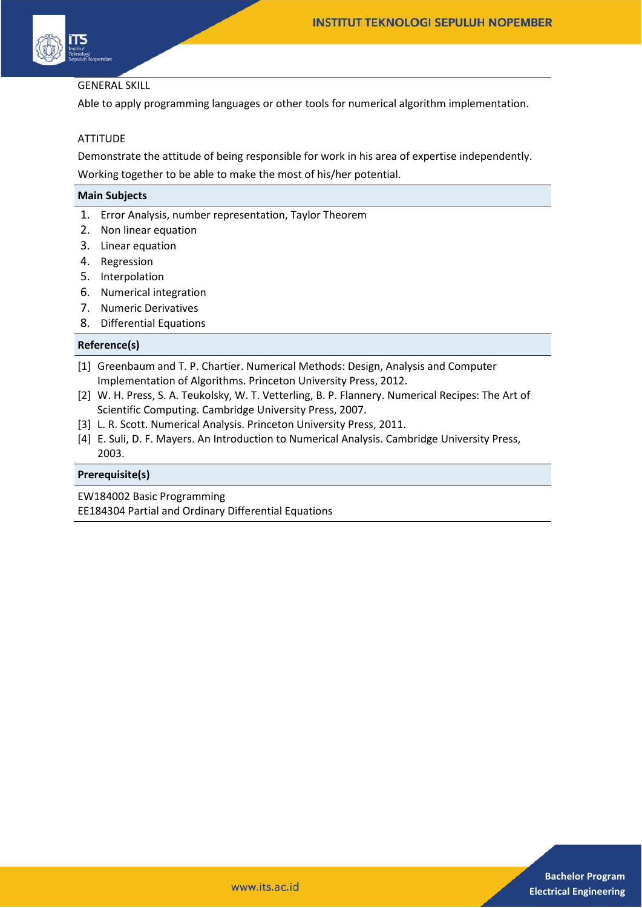GENERAL SKILL

Able to apply programming languages or other tools for numerical algorithm implementation.

ATTITUDE

Demonstrate the attitude of being responsible for work in his area of expertise independently.

Working together to be able to make the most of his/her potential.

**Main Subjects**

1. Error Analysis, number representation, Taylor Theorem
2. Non linear equation
3. Linear equation
4. Regression
5. Interpolation
6. Numerical integration
7. Numeric Derivatives
8. Differential Equations

**Reference(s)**

[1] Greenbaum and T. P. Chartier. Numerical Methods: Design, Analysis and Computer Implementation of Algorithms. Princeton University Press, 2012.

[2] W. H. Press, S. A. Teukolsky, W. T. Vetterling, B. P. Flannery. Numerical Recipes: The Art of Scientific Computing. Cambridge University Press, 2007.

[3] L. R. Scott. Numerical Analysis. Princeton University Press, 2011.

[4] E. Suli, D. F. Mayers. An Introduction to Numerical Analysis. Cambridge University Press, 2003.

**Prerequisite(s)**

EW184002 Basic Programming
EE184304 Partial and Ordinary Differential Equations